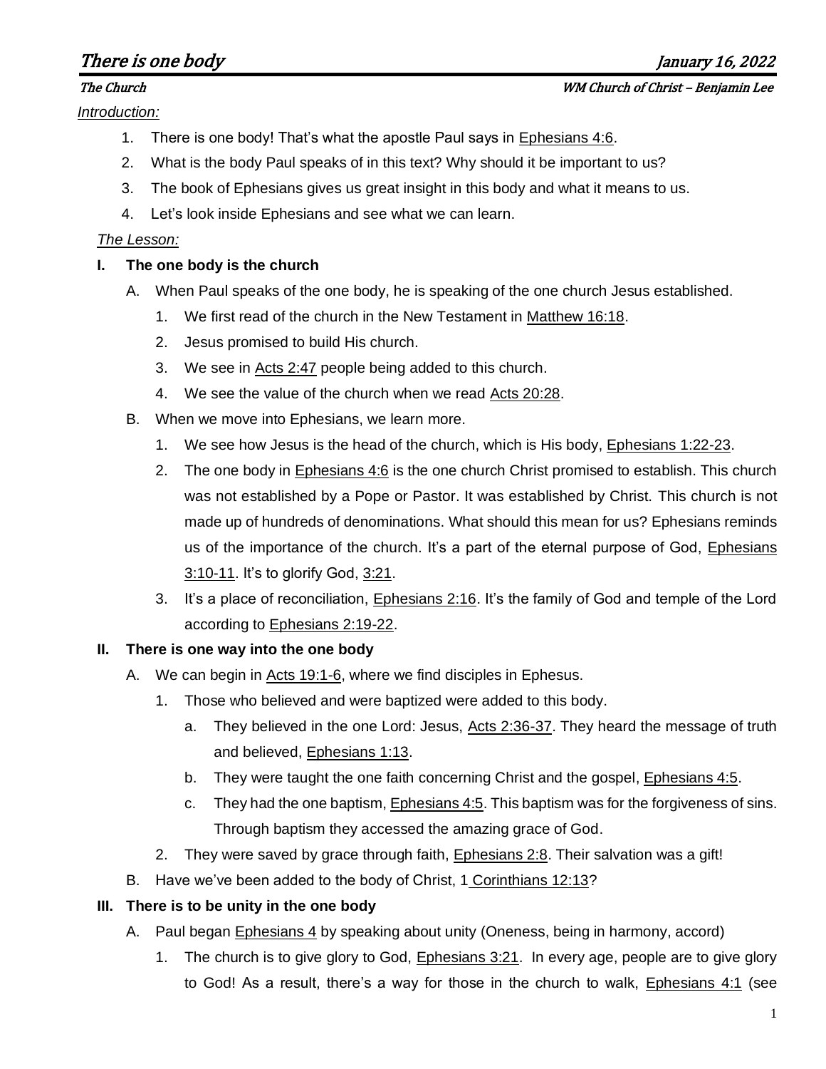# There is one body

January 16, 2022

*The Church* — *WM Church of Christ – Benjamin Lee*

*Introduction:*

1. There is one body! That's what the apostle Paul says in Ephesians 4:6.
2. What is the body Paul speaks of in this text? Why should it be important to us?
3. The book of Ephesians gives us great insight in this body and what it means to us.
4. Let's look inside Ephesians and see what we can learn.

*The Lesson:*

**I. The one body is the church**

A. When Paul speaks of the one body, he is speaking of the one church Jesus established.

1. We first read of the church in the New Testament in Matthew 16:18.
2. Jesus promised to build His church.
3. We see in Acts 2:47 people being added to this church.
4. We see the value of the church when we read Acts 20:28.

B. When we move into Ephesians, we learn more.

1. We see how Jesus is the head of the church, which is His body, Ephesians 1:22-23.
2. The one body in Ephesians 4:6 is the one church Christ promised to establish. This church was not established by a Pope or Pastor. It was established by Christ. This church is not made up of hundreds of denominations. What should this mean for us? Ephesians reminds us of the importance of the church. It's a part of the eternal purpose of God, Ephesians 3:10-11. It's to glorify God, 3:21.
3. It's a place of reconciliation, Ephesians 2:16. It's the family of God and temple of the Lord according to Ephesians 2:19-22.

**II. There is one way into the one body**

A. We can begin in Acts 19:1-6, where we find disciples in Ephesus.

1. Those who believed and were baptized were added to this body.
   - a. They believed in the one Lord: Jesus, Acts 2:36-37. They heard the message of truth and believed, Ephesians 1:13.
   - b. They were taught the one faith concerning Christ and the gospel, Ephesians 4:5.
   - c. They had the one baptism, Ephesians 4:5. This baptism was for the forgiveness of sins. Through baptism they accessed the amazing grace of God.
2. They were saved by grace through faith, Ephesians 2:8. Their salvation was a gift!

B. Have we've been added to the body of Christ, 1 Corinthians 12:13?

**III. There is to be unity in the one body**

A. Paul began Ephesians 4 by speaking about unity (Oneness, being in harmony, accord)

1. The church is to give glory to God, Ephesians 3:21. In every age, people are to give glory to God! As a result, there's a way for those in the church to walk, Ephesians 4:1 (see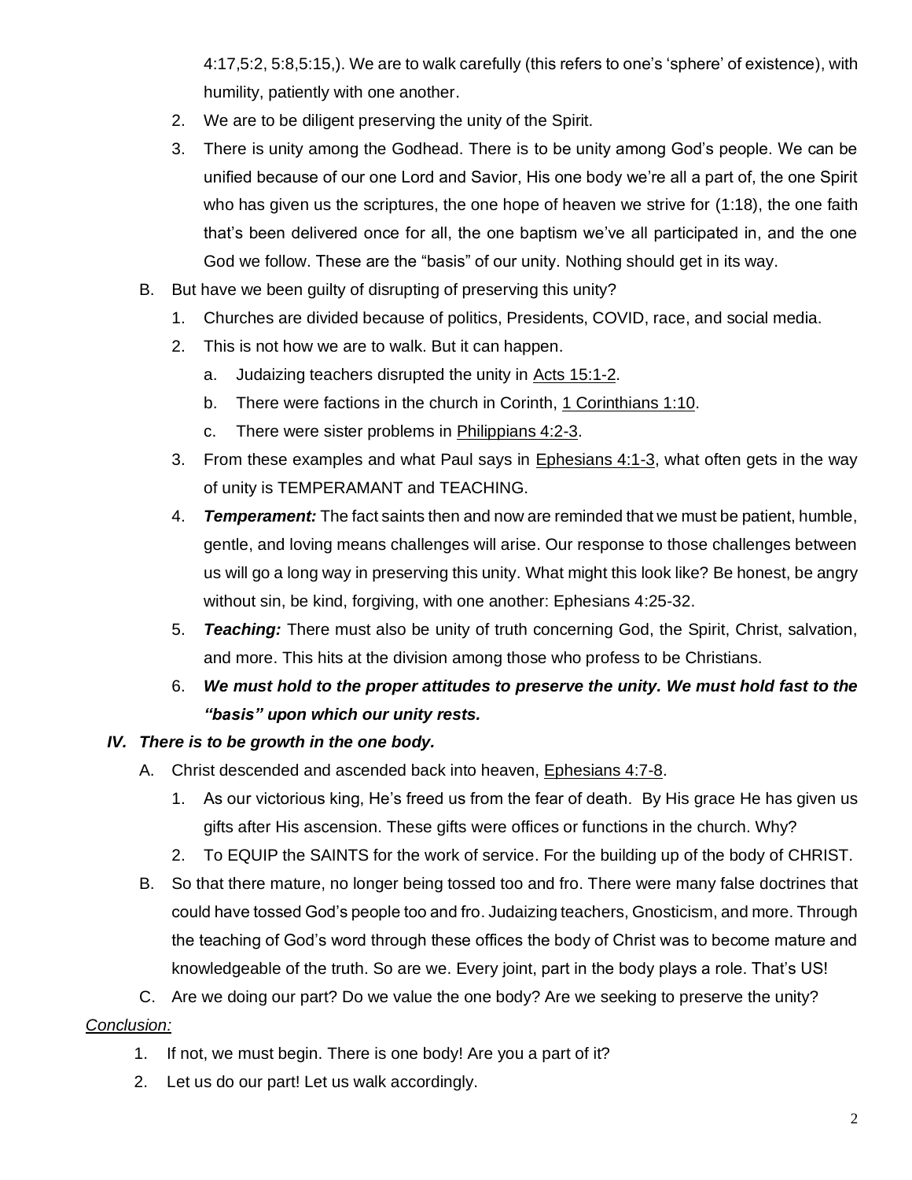4:17,5:2, 5:8,5:15,). We are to walk carefully (this refers to one's 'sphere' of existence), with humility, patiently with one another.

2. We are to be diligent preserving the unity of the Spirit.
3. There is unity among the Godhead. There is to be unity among God's people. We can be unified because of our one Lord and Savior, His one body we're all a part of, the one Spirit who has given us the scriptures, the one hope of heaven we strive for (1:18), the one faith that's been delivered once for all, the one baptism we've all participated in, and the one God we follow. These are the "basis" of our unity. Nothing should get in its way.

B. But have we been guilty of disrupting of preserving this unity?

1. Churches are divided because of politics, Presidents, COVID, race, and social media.
2. This is not how we are to walk. But it can happen.
   a. Judaizing teachers disrupted the unity in Acts 15:1-2.
   b. There were factions in the church in Corinth, 1 Corinthians 1:10.
   c. There were sister problems in Philippians 4:2-3.
3. From these examples and what Paul says in Ephesians 4:1-3, what often gets in the way of unity is TEMPERAMANT and TEACHING.
4. ***Temperament:*** The fact saints then and now are reminded that we must be patient, humble, gentle, and loving means challenges will arise. Our response to those challenges between us will go a long way in preserving this unity. What might this look like? Be honest, be angry without sin, be kind, forgiving, with one another: Ephesians 4:25-32.
5. ***Teaching:*** There must also be unity of truth concerning God, the Spirit, Christ, salvation, and more. This hits at the division among those who profess to be Christians.
6. ***We must hold to the proper attitudes to preserve the unity. We must hold fast to the "basis" upon which our unity rests.***

***IV. There is to be growth in the one body.***

A. Christ descended and ascended back into heaven, Ephesians 4:7-8.

1. As our victorious king, He's freed us from the fear of death. By His grace He has given us gifts after His ascension. These gifts were offices or functions in the church. Why?
2. To EQUIP the SAINTS for the work of service. For the building up of the body of CHRIST.

B. So that there mature, no longer being tossed too and fro. There were many false doctrines that could have tossed God's people too and fro. Judaizing teachers, Gnosticism, and more. Through the teaching of God's word through these offices the body of Christ was to become mature and knowledgeable of the truth. So are we. Every joint, part in the body plays a role. That's US!

C. Are we doing our part? Do we value the one body? Are we seeking to preserve the unity?

*Conclusion:*

1. If not, we must begin. There is one body! Are you a part of it?
2. Let us do our part! Let us walk accordingly.